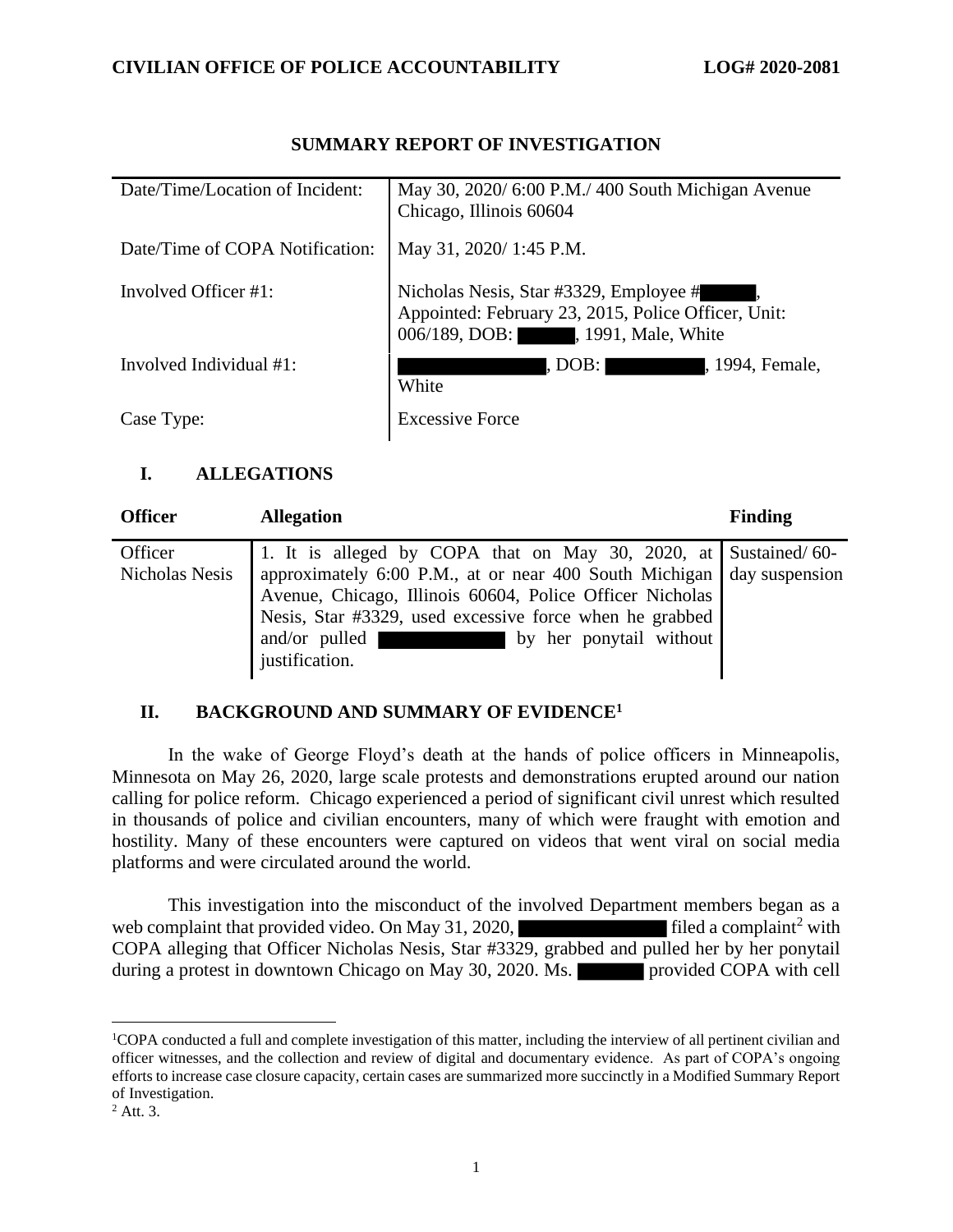**CIVILIAN OFFICE OF POLICE ACCOUNTABILITY** **LOG# 2020-2081**

## SUMMARY REPORT OF INVESTIGATION

| | |
|---|---|
| Date/Time/Location of Incident: | May 30, 2020/ 6:00 P.M./ 400 South Michigan Avenue Chicago, Illinois 60604 |
| Date/Time of COPA Notification: | May 31, 2020/ 1:45 P.M. |
| Involved Officer #1: | Nicholas Nesis, Star #3329, Employee # ██████, Appointed: February 23, 2015, Police Officer, Unit: 006/189, DOB: ██████, 1991, Male, White |
| Involved Individual #1: | ██████████, DOB: ██████████, 1994, Female, White |
| Case Type: | Excessive Force |

## I. ALLEGATIONS

| Officer | Allegation | Finding |
|---|---|---|
| Officer Nicholas Nesis | 1. It is alleged by COPA that on May 30, 2020, at approximately 6:00 P.M., at or near 400 South Michigan Avenue, Chicago, Illinois 60604, Police Officer Nicholas Nesis, Star #3329, used excessive force when he grabbed and/or pulled ██████████ by her ponytail without justification. | Sustained/ 60-day suspension |

## II. BACKGROUND AND SUMMARY OF EVIDENCE[1]

In the wake of George Floyd's death at the hands of police officers in Minneapolis, Minnesota on May 26, 2020, large scale protests and demonstrations erupted around our nation calling for police reform. Chicago experienced a period of significant civil unrest which resulted in thousands of police and civilian encounters, many of which were fraught with emotion and hostility. Many of these encounters were captured on videos that went viral on social media platforms and were circulated around the world.

This investigation into the misconduct of the involved Department members began as a web complaint that provided video. On May 31, 2020, ██████████ filed a complaint[2] with COPA alleging that Officer Nicholas Nesis, Star #3329, grabbed and pulled her by her ponytail during a protest in downtown Chicago on May 30, 2020. Ms. ██████ provided COPA with cell

---

[1]COPA conducted a full and complete investigation of this matter, including the interview of all pertinent civilian and officer witnesses, and the collection and review of digital and documentary evidence. As part of COPA's ongoing efforts to increase case closure capacity, certain cases are summarized more succinctly in a Modified Summary Report of Investigation.

[2] Att. 3.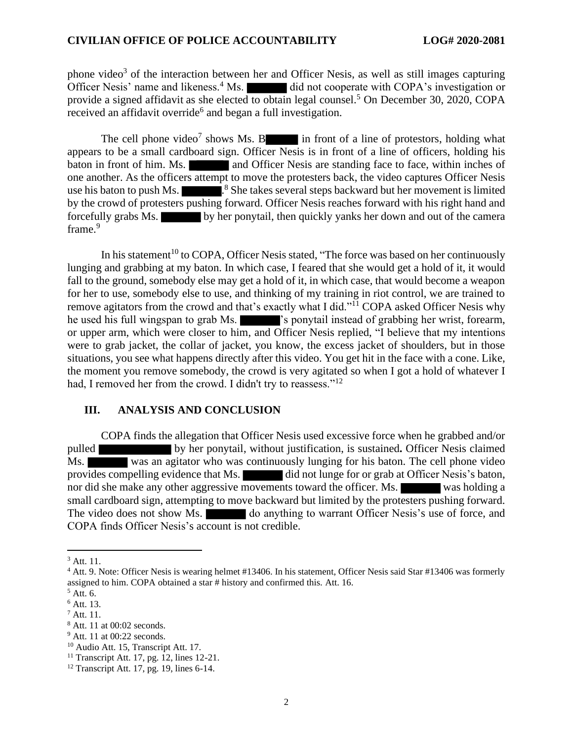phone video[3] of the interaction between her and Officer Nesis, as well as still images capturing Officer Nesis' name and likeness.[4] Ms. ██████ did not cooperate with COPA's investigation or provide a signed affidavit as she elected to obtain legal counsel.[5] On December 30, 2020, COPA received an affidavit override[6] and began a full investigation.

The cell phone video[7] shows Ms. B█████ in front of a line of protestors, holding what appears to be a small cardboard sign. Officer Nesis is in front of a line of officers, holding his baton in front of him. Ms. ██████ and Officer Nesis are standing face to face, within inches of one another. As the officers attempt to move the protesters back, the video captures Officer Nesis use his baton to push Ms. ██████.[8] She takes several steps backward but her movement is limited by the crowd of protesters pushing forward. Officer Nesis reaches forward with his right hand and forcefully grabs Ms. ██████ by her ponytail, then quickly yanks her down and out of the camera frame.[9]

In his statement[10] to COPA, Officer Nesis stated, "The force was based on her continuously lunging and grabbing at my baton. In which case, I feared that she would get a hold of it, it would fall to the ground, somebody else may get a hold of it, in which case, that would become a weapon for her to use, somebody else to use, and thinking of my training in riot control, we are trained to remove agitators from the crowd and that's exactly what I did."[11] COPA asked Officer Nesis why he used his full wingspan to grab Ms. ██████'s ponytail instead of grabbing her wrist, forearm, or upper arm, which were closer to him, and Officer Nesis replied, "I believe that my intentions were to grab jacket, the collar of jacket, you know, the excess jacket of shoulders, but in those situations, you see what happens directly after this video. You get hit in the face with a cone. Like, the moment you remove somebody, the crowd is very agitated so when I got a hold of whatever I had, I removed her from the crowd. I didn't try to reassess."[12]

## III. ANALYSIS AND CONCLUSION

COPA finds the allegation that Officer Nesis used excessive force when he grabbed and/or pulled ██████████ by her ponytail, without justification, is sustained**.** Officer Nesis claimed Ms. ██████ was an agitator who was continuously lunging for his baton. The cell phone video provides compelling evidence that Ms. ██████ did not lunge for or grab at Officer Nesis's baton, nor did she make any other aggressive movements toward the officer. Ms. ██████ was holding a small cardboard sign, attempting to move backward but limited by the protesters pushing forward. The video does not show Ms. ██████ do anything to warrant Officer Nesis's use of force, and COPA finds Officer Nesis's account is not credible.

---

[3] Att. 11.

[4] Att. 9. Note: Officer Nesis is wearing helmet #13406. In his statement, Officer Nesis said Star #13406 was formerly assigned to him. COPA obtained a star # history and confirmed this. Att. 16.

[5] Att. 6.

[6] Att. 13.

[7] Att. 11.

[8] Att. 11 at 00:02 seconds.

[9] Att. 11 at 00:22 seconds.

[10] Audio Att. 15, Transcript Att. 17.

[11] Transcript Att. 17, pg. 12, lines 12-21.

[12] Transcript Att. 17, pg. 19, lines 6-14.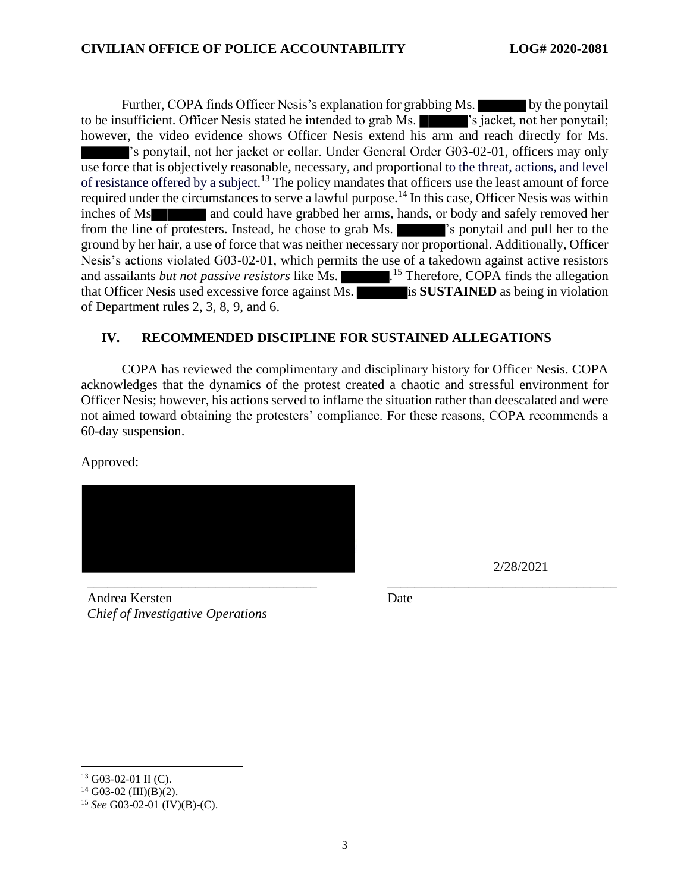Further, COPA finds Officer Nesis's explanation for grabbing Ms. ██████ by the ponytail to be insufficient. Officer Nesis stated he intended to grab Ms. ██████'s jacket, not her ponytail; however, the video evidence shows Officer Nesis extend his arm and reach directly for Ms. ██████'s ponytail, not her jacket or collar. Under General Order G03-02-01, officers may only use force that is objectively reasonable, necessary, and proportional to the threat, actions, and level of resistance offered by a subject.[13] The policy mandates that officers use the least amount of force required under the circumstances to serve a lawful purpose.[14] In this case, Officer Nesis was within inches of Ms██████ and could have grabbed her arms, hands, or body and safely removed her from the line of protesters. Instead, he chose to grab Ms. ██████'s ponytail and pull her to the ground by her hair, a use of force that was neither necessary nor proportional. Additionally, Officer Nesis's actions violated G03-02-01, which permits the use of a takedown against active resistors and assailants *but not passive resistors* like Ms. ██████.[15] Therefore, COPA finds the allegation that Officer Nesis used excessive force against Ms. ██████ is **SUSTAINED** as being in violation of Department rules 2, 3, 8, 9, and 6.

## IV. RECOMMENDED DISCIPLINE FOR SUSTAINED ALLEGATIONS

COPA has reviewed the complimentary and disciplinary history for Officer Nesis. COPA acknowledges that the dynamics of the protest created a chaotic and stressful environment for Officer Nesis; however, his actions served to inflame the situation rather than deescalated and were not aimed toward obtaining the protesters' compliance. For these reasons, COPA recommends a 60-day suspension.

Approved:

██████████

Andrea Kersten
*Chief of Investigative Operations*

2/28/2021

Date

---

[13] G03-02-01 II (C).

[14] G03-02 (III)(B)(2).

[15] *See* G03-02-01 (IV)(B)-(C).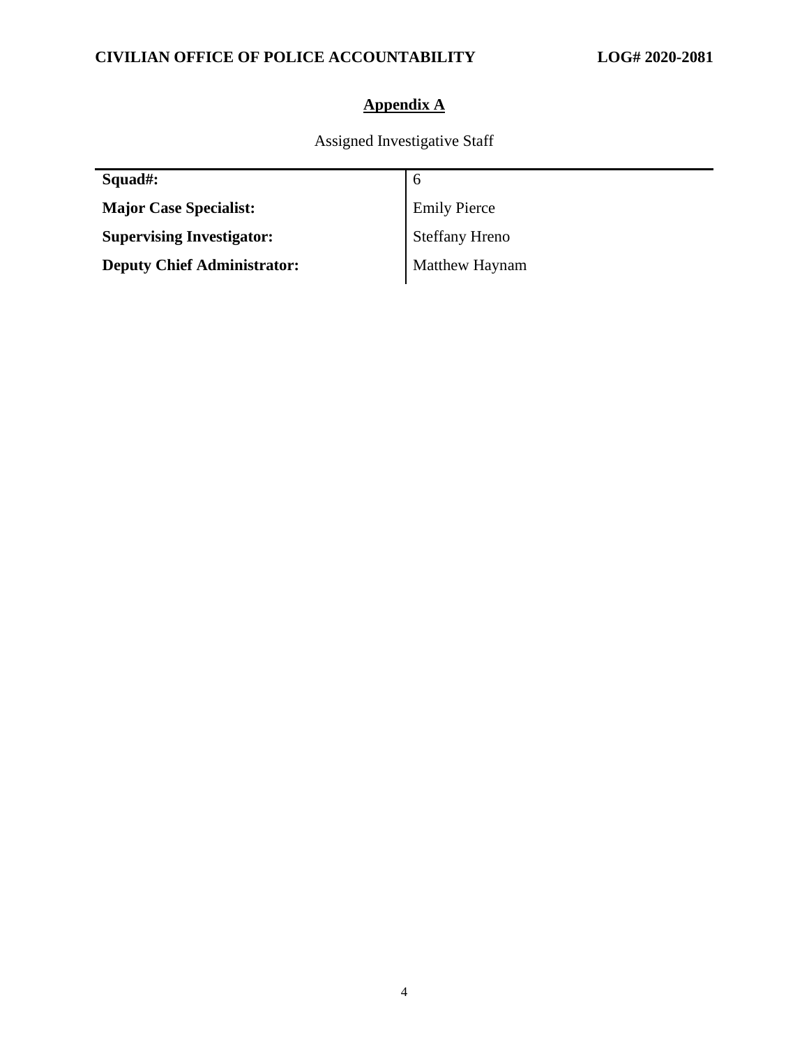## Appendix A

Assigned Investigative Staff

| | |
|---|---|
| **Squad#:** | 6 |
| **Major Case Specialist:** | Emily Pierce |
| **Supervising Investigator:** | Steffany Hreno |
| **Deputy Chief Administrator:** | Matthew Haynam |